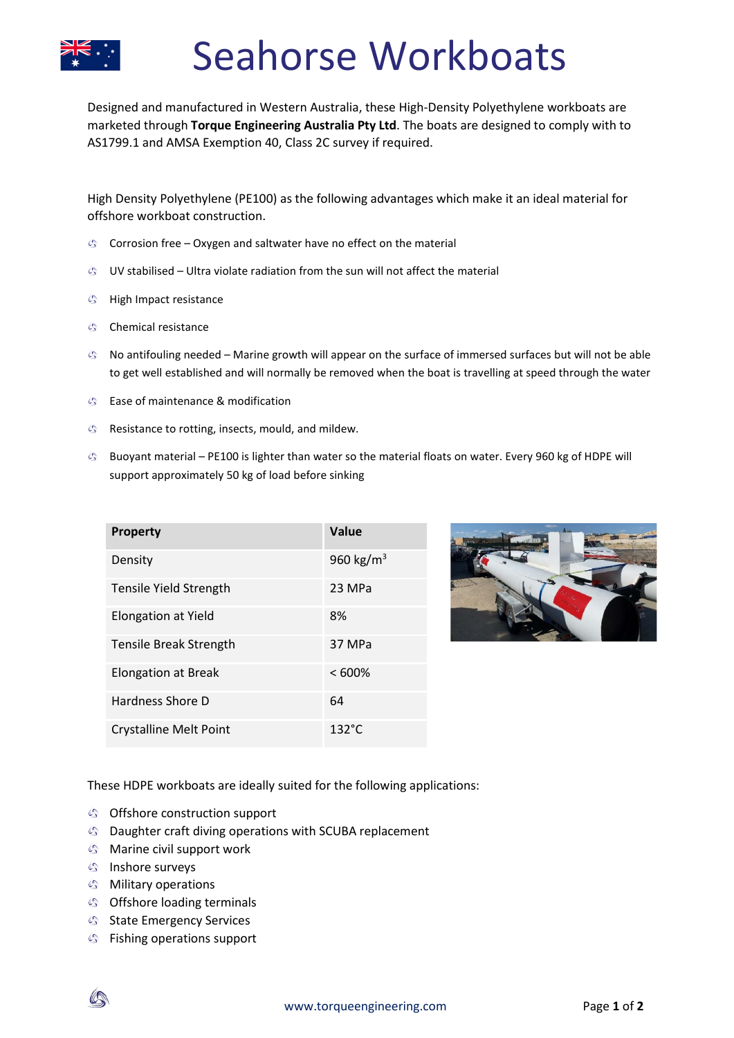# Seahorse Workboats

Designed and manufactured in Western Australia, these High-Density Polyethylene workboats are marketed through **Torque Engineering Australia Pty Ltd**. The boats are designed to comply with to AS1799.1 and AMSA Exemption 40, Class 2C survey if required.

High Density Polyethylene (PE100) as the following advantages which make it an ideal material for offshore workboat construction.

- Corrosion free – Oxygen and saltwater have no effect on the material
- UV stabilised – Ultra violate radiation from the sun will not affect the material
- High Impact resistance
- Chemical resistance
- No antifouling needed – Marine growth will appear on the surface of immersed surfaces but will not be able to get well established and will normally be removed when the boat is travelling at speed through the water
- Ease of maintenance & modification
- Resistance to rotting, insects, mould, and mildew.
- Buoyant material – PE100 is lighter than water so the material floats on water. Every 960 kg of HDPE will support approximately 50 kg of load before sinking

| Property | Value |
|---|---|
| Density | 960 kg/m$^3$ |
| Tensile Yield Strength | 23 MPa |
| Elongation at Yield | 8% |
| Tensile Break Strength | 37 MPa |
| Elongation at Break | < 600% |
| Hardness Shore D | 64 |
| Crystalline Melt Point | 132°C |

These HDPE workboats are ideally suited for the following applications:

- Offshore construction support
- Daughter craft diving operations with SCUBA replacement
- Marine civil support work
- Inshore surveys
- Military operations
- Offshore loading terminals
- State Emergency Services
- Fishing operations support

www.torqueengineering.com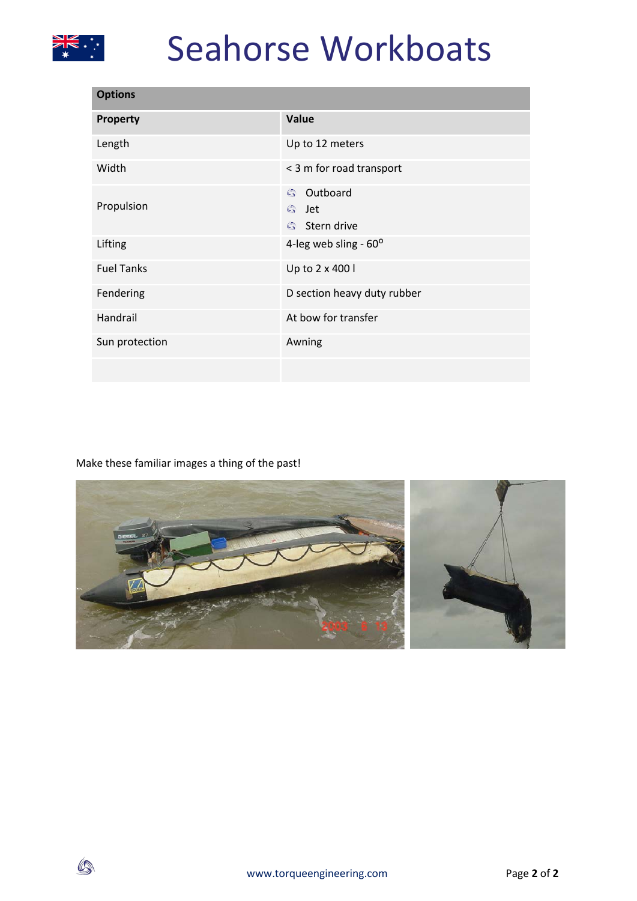# Seahorse Workboats

| Options | |
|---|---|
| **Property** | **Value** |
| Length | Up to 12 meters |
| Width | < 3 m for road transport |
| Propulsion | Outboard<br>Jet<br>Stern drive |
| Lifting | 4-leg web sling - 60° |
| Fuel Tanks | Up to 2 x 400 l |
| Fendering | D section heavy duty rubber |
| Handrail | At bow for transfer |
| Sun protection | Awning |
| | |

Make these familiar images a thing of the past!

www.torqueengineering.com